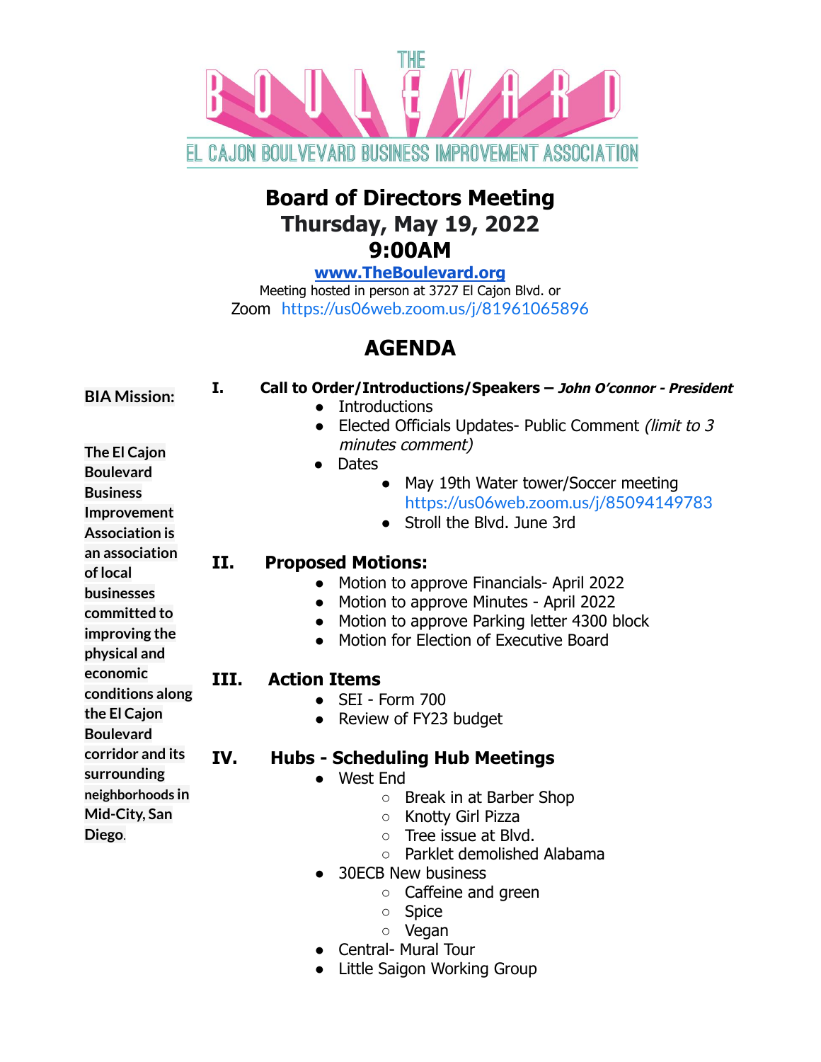THE BOULEVARD

EL CAJON BOULEVARD BUSINESS IMPROVEMENT ASSOCIATION

# Board of Directors Meeting
## Thursday, May 19, 2022
## 9:00AM

**www.TheBoulevard.org**

Meeting hosted in person at 3727 El Cajon Blvd. or

Zoom https://us06web.zoom.us/j/81961065896

# AGENDA

**BIA Mission:**

**The El Cajon Boulevard Business Improvement Association is an association of local businesses committed to improving the physical and economic conditions along the El Cajon Boulevard corridor and its surrounding neighborhoods in Mid-City, San Diego.**

## I. Call to Order/Introductions/Speakers – *John O'connor - President*

- Introductions
- Elected Officials Updates- Public Comment *(limit to 3 minutes comment)*
- Dates
  - May 19th Water tower/Soccer meeting https://us06web.zoom.us/j/85094149783
  - Stroll the Blvd. June 3rd

## II. Proposed Motions:

- Motion to approve Financials- April 2022
- Motion to approve Minutes - April 2022
- Motion to approve Parking letter 4300 block
- Motion for Election of Executive Board

## III. Action Items

- SEI - Form 700
- Review of FY23 budget

## IV. Hubs - Scheduling Hub Meetings

- West End
  - Break in at Barber Shop
  - Knotty Girl Pizza
  - Tree issue at Blvd.
  - Parklet demolished Alabama
- 30ECB New business
  - Caffeine and green
  - Spice
  - Vegan
- Central- Mural Tour
- Little Saigon Working Group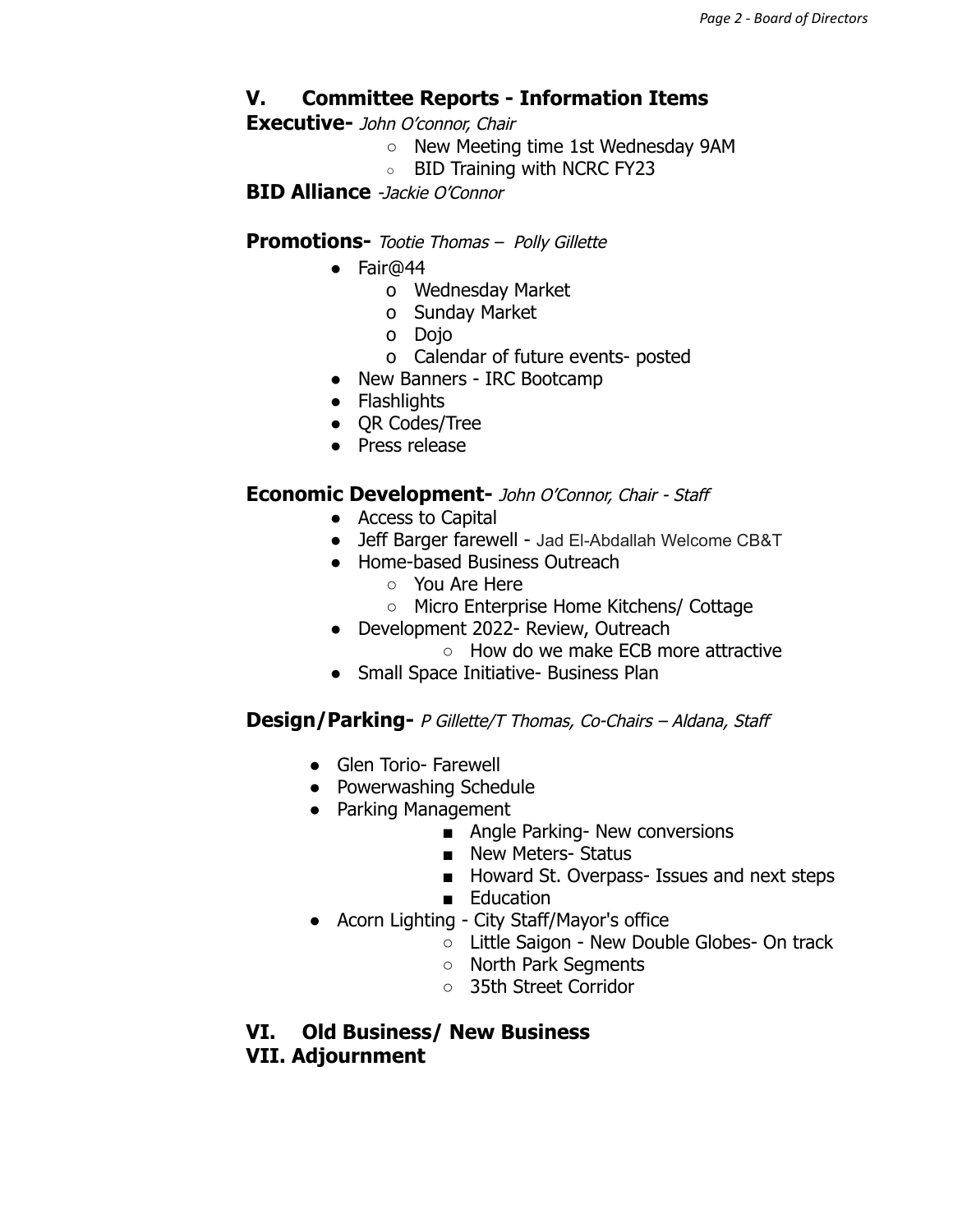## V. Committee Reports - Information Items

**Executive-** *John O'connor, Chair*

- New Meeting time 1st Wednesday 9AM
- BID Training with NCRC FY23

**BID Alliance** *-Jackie O'Connor*

**Promotions-** *Tootie Thomas – Polly Gillette*

- Fair@44
  - Wednesday Market
  - Sunday Market
  - Dojo
  - Calendar of future events- posted
- New Banners - IRC Bootcamp
- Flashlights
- QR Codes/Tree
- Press release

**Economic Development-** *John O'Connor, Chair - Staff*

- Access to Capital
- Jeff Barger farewell - Jad El-Abdallah Welcome CB&T
- Home-based Business Outreach
  - You Are Here
  - Micro Enterprise Home Kitchens/ Cottage
- Development 2022- Review, Outreach
  - How do we make ECB more attractive
- Small Space Initiative- Business Plan

**Design/Parking-** *P Gillette/T Thomas, Co-Chairs – Aldana, Staff*

- Glen Torio- Farewell
- Powerwashing Schedule
- Parking Management
  - Angle Parking- New conversions
  - New Meters- Status
  - Howard St. Overpass- Issues and next steps
  - Education
- Acorn Lighting - City Staff/Mayor's office
  - Little Saigon - New Double Globes- On track
  - North Park Segments
  - 35th Street Corridor

## VI. Old Business/ New Business

## VII. Adjournment